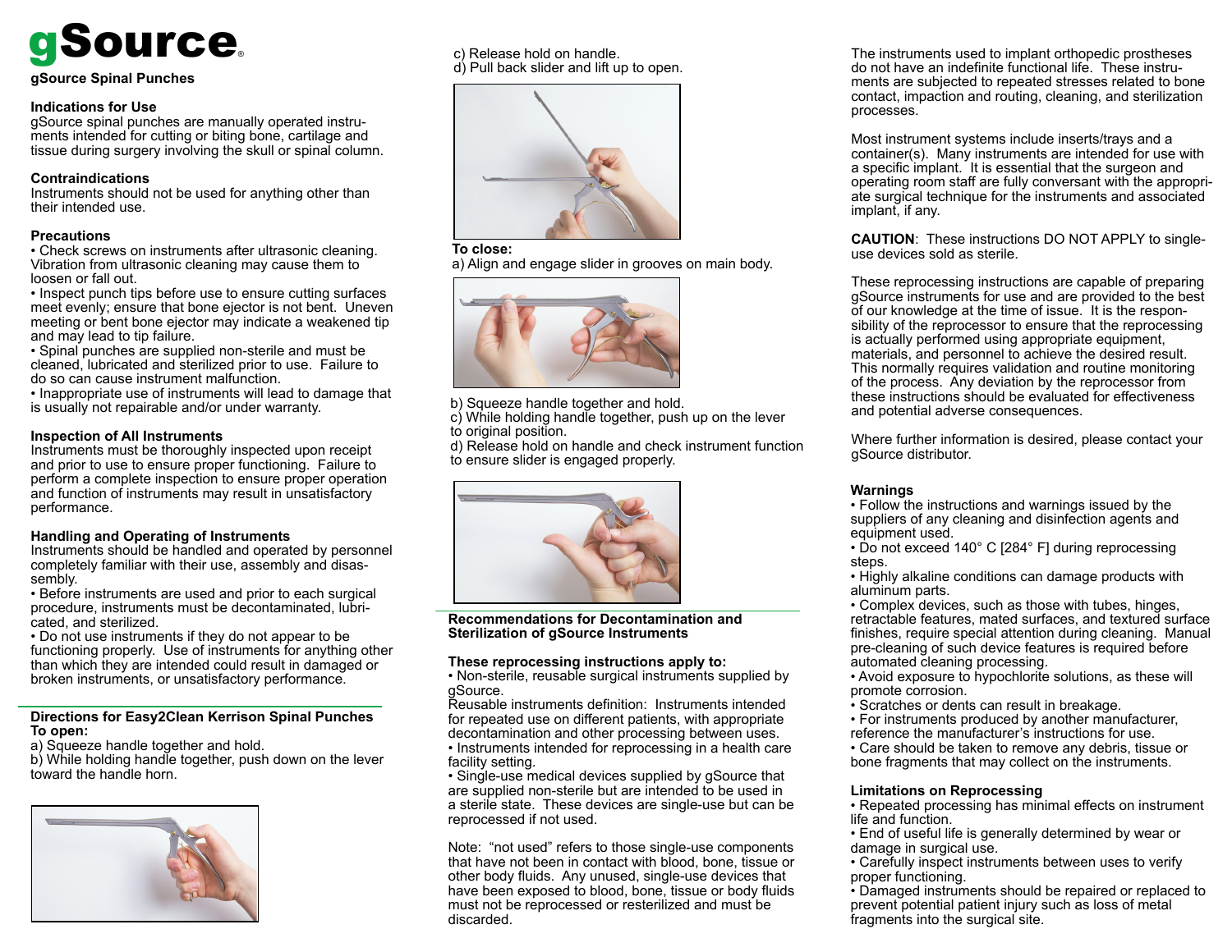# gSource

## gSource Spinal Punches

### Indications for Use

gSource spinal punches are manually operated instruments intended for cutting or biting bone, cartilage and tissue during surgery involving the skull or spinal column.

### Contraindications

Instruments should not be used for anything other than their intended use.

### Precautions

- Check screws on instruments after ultrasonic cleaning. Vibration from ultrasonic cleaning may cause them to loosen or fall out.
- Inspect punch tips before use to ensure cutting surfaces meet evenly; ensure that bone ejector is not bent. Uneven meeting or bent bone ejector may indicate a weakened tip and may lead to tip failure.
- Spinal punches are supplied non-sterile and must be cleaned, lubricated and sterilized prior to use. Failure to do so can cause instrument malfunction.
- Inappropriate use of instruments will lead to damage that is usually not repairable and/or under warranty.

### Inspection of All Instruments

Instruments must be thoroughly inspected upon receipt and prior to use to ensure proper functioning. Failure to perform a complete inspection to ensure proper operation and function of instruments may result in unsatisfactory performance.

### Handling and Operating of Instruments

Instruments should be handled and operated by personnel completely familiar with their use, assembly and disassembly.

- Before instruments are used and prior to each surgical procedure, instruments must be decontaminated, lubricated, and sterilized.
- Do not use instruments if they do not appear to be functioning properly. Use of instruments for anything other than which they are intended could result in damaged or broken instruments, or unsatisfactory performance.

### Directions for Easy2Clean Kerrison Spinal Punches

**To open:**

a) Squeeze handle together and hold.
b) While holding handle together, push down on the lever toward the handle horn.
c) Release hold on handle.
d) Pull back slider and lift up to open.

**To close:**

a) Align and engage slider in grooves on main body.
b) Squeeze handle together and hold.
c) While holding handle together, push up on the lever to original position.
d) Release hold on handle and check instrument function to ensure slider is engaged properly.

### Recommendations for Decontamination and Sterilization of gSource Instruments

**These reprocessing instructions apply to:**

- Non-sterile, reusable surgical instruments supplied by gSource.

Reusable instruments definition: Instruments intended for repeated use on different patients, with appropriate decontamination and other processing between uses.

- Instruments intended for reprocessing in a health care facility setting.
- Single-use medical devices supplied by gSource that are supplied non-sterile but are intended to be used in a sterile state. These devices are single-use but can be reprocessed if not used.

Note: "not used" refers to those single-use components that have not been in contact with blood, bone, tissue or other body fluids. Any unused, single-use devices that have been exposed to blood, bone, tissue or body fluids must not be reprocessed or resterilized and must be discarded.

The instruments used to implant orthopedic prostheses do not have an indefinite functional life. These instruments are subjected to repeated stresses related to bone contact, impaction and routing, cleaning, and sterilization processes.

Most instrument systems include inserts/trays and a container(s). Many instruments are intended for use with a specific implant. It is essential that the surgeon and operating room staff are fully conversant with the appropriate surgical technique for the instruments and associated implant, if any.

**CAUTION**: These instructions DO NOT APPLY to single-use devices sold as sterile.

These reprocessing instructions are capable of preparing gSource instruments for use and are provided to the best of our knowledge at the time of issue. It is the responsibility of the reprocessor to ensure that the reprocessing is actually performed using appropriate equipment, materials, and personnel to achieve the desired result. This normally requires validation and routine monitoring of the process. Any deviation by the reprocessor from these instructions should be evaluated for effectiveness and potential adverse consequences.

Where further information is desired, please contact your gSource distributor.

### Warnings

- Follow the instructions and warnings issued by the suppliers of any cleaning and disinfection agents and equipment used.
- Do not exceed 140° C [284° F] during reprocessing steps.
- Highly alkaline conditions can damage products with aluminum parts.
- Complex devices, such as those with tubes, hinges, retractable features, mated surfaces, and textured surface finishes, require special attention during cleaning. Manual pre-cleaning of such device features is required before automated cleaning processing.
- Avoid exposure to hypochlorite solutions, as these will promote corrosion.
- Scratches or dents can result in breakage.
- For instruments produced by another manufacturer, reference the manufacturer's instructions for use.
- Care should be taken to remove any debris, tissue or bone fragments that may collect on the instruments.

### Limitations on Reprocessing

- Repeated processing has minimal effects on instrument life and function.
- End of useful life is generally determined by wear or damage in surgical use.
- Carefully inspect instruments between uses to verify proper functioning.
- Damaged instruments should be repaired or replaced to prevent potential patient injury such as loss of metal fragments into the surgical site.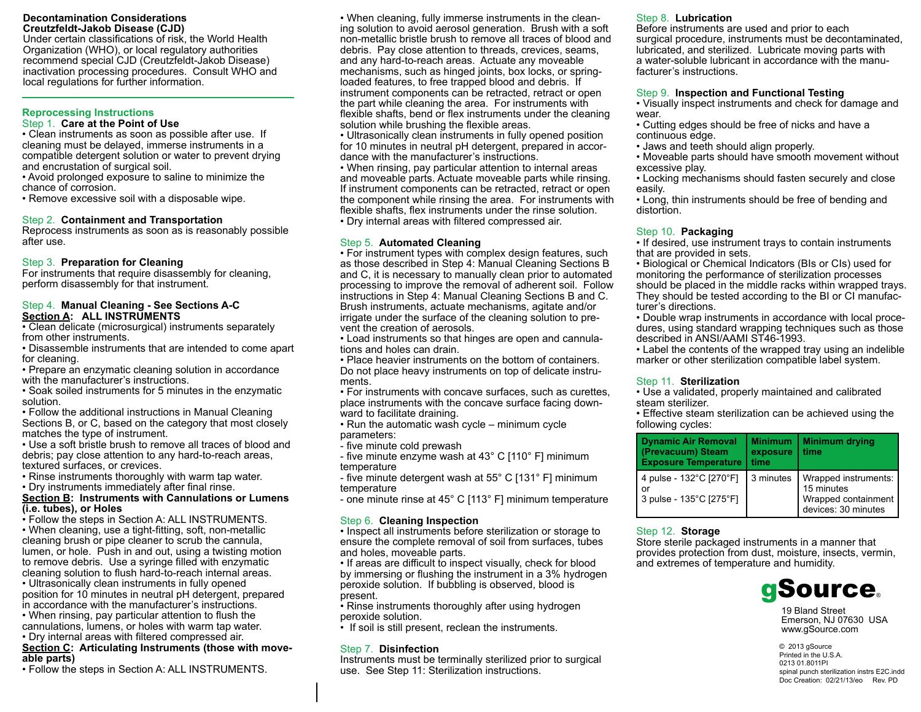**Decontamination Considerations**
**Creutzfeldt-Jakob Disease (CJD)**
Under certain classifications of risk, the World Health Organization (WHO), or local regulatory authorities recommend special CJD (Creutzfeldt-Jakob Disease) inactivation processing procedures. Consult WHO and local regulations for further information.

## Reprocessing Instructions

### Step 1. Care at the Point of Use
- Clean instruments as soon as possible after use. If cleaning must be delayed, immerse instruments in a compatible detergent solution or water to prevent drying and encrustation of surgical soil.
- Avoid prolonged exposure to saline to minimize the chance of corrosion.
- Remove excessive soil with a disposable wipe.

### Step 2. Containment and Transportation
Reprocess instruments as soon as is reasonably possible after use.

### Step 3. Preparation for Cleaning
For instruments that require disassembly for cleaning, perform disassembly for that instrument.

### Step 4. Manual Cleaning - See Sections A-C
**Section A: ALL INSTRUMENTS**
- Clean delicate (microsurgical) instruments separately from other instruments.
- Disassemble instruments that are intended to come apart for cleaning.
- Prepare an enzymatic cleaning solution in accordance with the manufacturer's instructions.
- Soak soiled instruments for 5 minutes in the enzymatic solution.
- Follow the additional instructions in Manual Cleaning Sections B, or C, based on the category that most closely matches the type of instrument.
- Use a soft bristle brush to remove all traces of blood and debris; pay close attention to any hard-to-reach areas, textured surfaces, or crevices.
- Rinse instruments thoroughly with warm tap water.
- Dry instruments immediately after final rinse.

**Section B: Instruments with Cannulations or Lumens (i.e. tubes), or Holes**
- Follow the steps in Section A: ALL INSTRUMENTS.
- When cleaning, use a tight-fitting, soft, non-metallic cleaning brush or pipe cleaner to scrub the cannula, lumen, or hole. Push in and out, using a twisting motion to remove debris. Use a syringe filled with enzymatic cleaning solution to flush hard-to-reach internal areas.
- Ultrasonically clean instruments in fully opened position for 10 minutes in neutral pH detergent, prepared in accordance with the manufacturer's instructions.
- When rinsing, pay particular attention to flush the cannulations, lumens, or holes with warm tap water.
- Dry internal areas with filtered compressed air.

**Section C: Articulating Instruments (those with moveable parts)**
- Follow the steps in Section A: ALL INSTRUMENTS.
- When cleaning, fully immerse instruments in the cleaning solution to avoid aerosol generation. Brush with a soft non-metallic bristle brush to remove all traces of blood and debris. Pay close attention to threads, crevices, seams, and any hard-to-reach areas. Actuate any moveable mechanisms, such as hinged joints, box locks, or spring-loaded features, to free trapped blood and debris. If instrument components can be retracted, retract or open the part while cleaning the area. For instruments with flexible shafts, bend or flex instruments under the cleaning solution while brushing the flexible areas.
- Ultrasonically clean instruments in fully opened position for 10 minutes in neutral pH detergent, prepared in accordance with the manufacturer's instructions.
- When rinsing, pay particular attention to internal areas and moveable parts. Actuate moveable parts while rinsing. If instrument components can be retracted, retract or open the component while rinsing the area. For instruments with flexible shafts, flex instruments under the rinse solution.
- Dry internal areas with filtered compressed air.

### Step 5. Automated Cleaning
- For instrument types with complex design features, such as those described in Step 4: Manual Cleaning Sections B and C, it is necessary to manually clean prior to automated processing to improve the removal of adherent soil. Follow instructions in Step 4: Manual Cleaning Sections B and C. Brush instruments, actuate mechanisms, agitate and/or irrigate under the surface of the cleaning solution to prevent the creation of aerosols.
- Load instruments so that hinges are open and cannulations and holes can drain.
- Place heavier instruments on the bottom of containers. Do not place heavy instruments on top of delicate instruments.
- For instruments with concave surfaces, such as curettes, place instruments with the concave surface facing downward to facilitate draining.
- Run the automatic wash cycle – minimum cycle parameters:
  - five minute cold prewash
  - five minute enzyme wash at 43° C [110° F] minimum temperature
  - five minute detergent wash at 55° C [131° F] minimum temperature
  - one minute rinse at 45° C [113° F] minimum temperature

### Step 6. Cleaning Inspection
- Inspect all instruments before sterilization or storage to ensure the complete removal of soil from surfaces, tubes and holes, moveable parts.
- If areas are difficult to inspect visually, check for blood by immersing or flushing the instrument in a 3% hydrogen peroxide solution. If bubbling is observed, blood is present.
- Rinse instruments thoroughly after using hydrogen peroxide solution.
- If soil is still present, reclean the instruments.

### Step 7. Disinfection
Instruments must be terminally sterilized prior to surgical use. See Step 11: Sterilization instructions.

### Step 8. Lubrication
Before instruments are used and prior to each surgical procedure, instruments must be decontaminated, lubricated, and sterilized. Lubricate moving parts with a water-soluble lubricant in accordance with the manufacturer's instructions.

### Step 9. Inspection and Functional Testing
- Visually inspect instruments and check for damage and wear.
- Cutting edges should be free of nicks and have a continuous edge.
- Jaws and teeth should align properly.
- Moveable parts should have smooth movement without excessive play.
- Locking mechanisms should fasten securely and close easily.
- Long, thin instruments should be free of bending and distortion.

### Step 10. Packaging
- If desired, use instrument trays to contain instruments that are provided in sets.
- Biological or Chemical Indicators (BIs or CIs) used for monitoring the performance of sterilization processes should be placed in the middle racks within wrapped trays. They should be tested according to the BI or CI manufacturer's directions.
- Double wrap instruments in accordance with local procedures, using standard wrapping techniques such as those described in ANSI/AAMI ST46-1993.
- Label the contents of the wrapped tray using an indelible marker or other sterilization compatible label system.

### Step 11. Sterilization
- Use a validated, properly maintained and calibrated steam sterilizer.
- Effective steam sterilization can be achieved using the following cycles:

| Dynamic Air Removal (Prevacuum) Steam Exposure Temperature | Minimum exposure time | Minimum drying time |
|---|---|---|
| 4 pulse - 132°C [270°F] or 3 pulse - 135°C [275°F] | 3 minutes | Wrapped instruments: 15 minutes; Wrapped containment devices: 30 minutes |

### Step 12. Storage
Store sterile packaged instruments in a manner that provides protection from dust, moisture, insects, vermin, and extremes of temperature and humidity.

**gSource®**
19 Bland Street
Emerson, NJ 07630 USA
www.gSource.com

© 2013 gSource
Printed in the U.S.A.
0213 01.8011PI
spinal punch sterilization instrs E2C.indd
Doc Creation: 02/21/13/eo Rev. PD